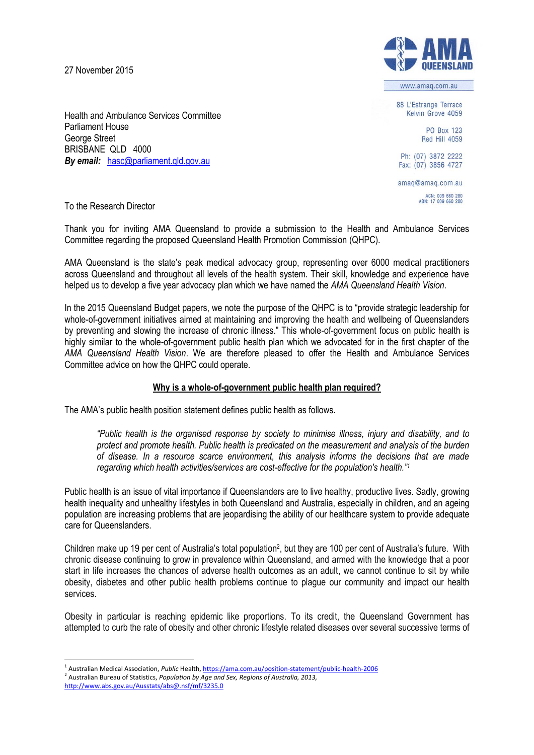27 November 2015

AMA QUEENSLAND

www.amaq.com.au

88 L'Estrange Terrace
Kelvin Grove 4059

PO Box 123
Red Hill 4059

Ph: (07) 3872 2222
Fax: (07) 3856 4727

amaq@amaq.com.au

ACN: 009 660 280
ABN: 17 009 660 280

Health and Ambulance Services Committee
Parliament House
George Street
BRISBANE QLD 4000
***By email:*** hasc@parliament.qld.gov.au

To the Research Director

Thank you for inviting AMA Queensland to provide a submission to the Health and Ambulance Services Committee regarding the proposed Queensland Health Promotion Commission (QHPC).

AMA Queensland is the state's peak medical advocacy group, representing over 6000 medical practitioners across Queensland and throughout all levels of the health system. Their skill, knowledge and experience have helped us to develop a five year advocacy plan which we have named the *AMA Queensland Health Vision*.

In the 2015 Queensland Budget papers, we note the purpose of the QHPC is to "provide strategic leadership for whole-of-government initiatives aimed at maintaining and improving the health and wellbeing of Queenslanders by preventing and slowing the increase of chronic illness." This whole-of-government focus on public health is highly similar to the whole-of-government public health plan which we advocated for in the first chapter of the *AMA Queensland Health Vision*. We are therefore pleased to offer the Health and Ambulance Services Committee advice on how the QHPC could operate.

## Why is a whole-of-government public health plan required?

The AMA's public health position statement defines public health as follows.

> *"Public health is the organised response by society to minimise illness, injury and disability, and to protect and promote health. Public health is predicated on the measurement and analysis of the burden of disease. In a resource scarce environment, this analysis informs the decisions that are made regarding which health activities/services are cost-effective for the population's health."*[1]

Public health is an issue of vital importance if Queenslanders are to live healthy, productive lives. Sadly, growing health inequality and unhealthy lifestyles in both Queensland and Australia, especially in children, and an ageing population are increasing problems that are jeopardising the ability of our healthcare system to provide adequate care for Queenslanders.

Children make up 19 per cent of Australia's total population[2], but they are 100 per cent of Australia's future. With chronic disease continuing to grow in prevalence within Queensland, and armed with the knowledge that a poor start in life increases the chances of adverse health outcomes as an adult, we cannot continue to sit by while obesity, diabetes and other public health problems continue to plague our community and impact our health services.

Obesity in particular is reaching epidemic like proportions. To its credit, the Queensland Government has attempted to curb the rate of obesity and other chronic lifestyle related diseases over several successive terms of

---

[1] Australian Medical Association, *Public* Health, https://ama.com.au/position-statement/public-health-2006

[2] Australian Bureau of Statistics, *Population by Age and Sex, Regions of Australia, 2013*, http://www.abs.gov.au/Ausstats/abs@.nsf/mf/3235.0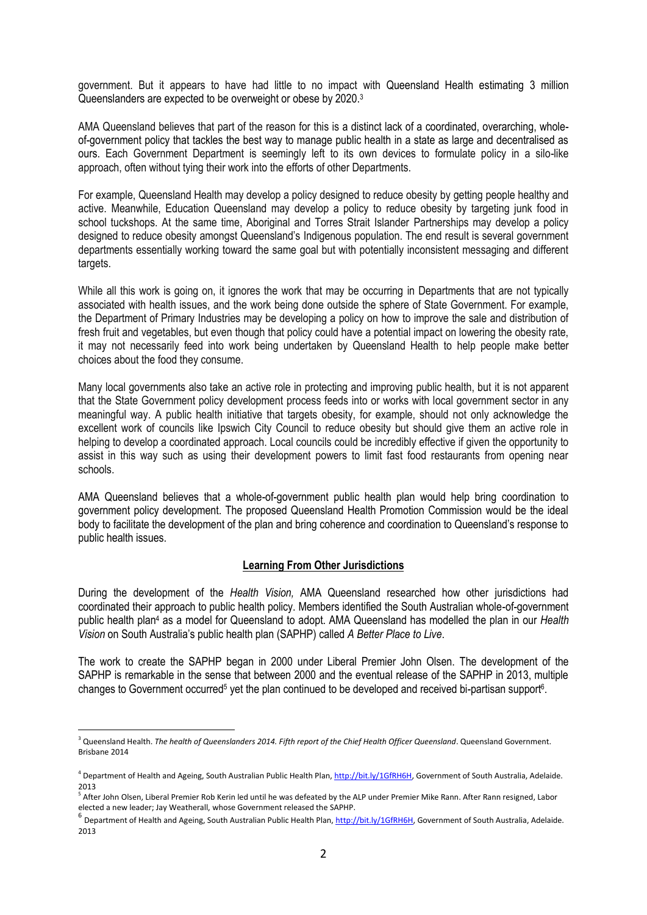government. But it appears to have had little to no impact with Queensland Health estimating 3 million Queenslanders are expected to be overweight or obese by 2020.[3]

AMA Queensland believes that part of the reason for this is a distinct lack of a coordinated, overarching, whole-of-government policy that tackles the best way to manage public health in a state as large and decentralised as ours. Each Government Department is seemingly left to its own devices to formulate policy in a silo-like approach, often without tying their work into the efforts of other Departments.

For example, Queensland Health may develop a policy designed to reduce obesity by getting people healthy and active. Meanwhile, Education Queensland may develop a policy to reduce obesity by targeting junk food in school tuckshops. At the same time, Aboriginal and Torres Strait Islander Partnerships may develop a policy designed to reduce obesity amongst Queensland's Indigenous population. The end result is several government departments essentially working toward the same goal but with potentially inconsistent messaging and different targets.

While all this work is going on, it ignores the work that may be occurring in Departments that are not typically associated with health issues, and the work being done outside the sphere of State Government. For example, the Department of Primary Industries may be developing a policy on how to improve the sale and distribution of fresh fruit and vegetables, but even though that policy could have a potential impact on lowering the obesity rate, it may not necessarily feed into work being undertaken by Queensland Health to help people make better choices about the food they consume.

Many local governments also take an active role in protecting and improving public health, but it is not apparent that the State Government policy development process feeds into or works with local government sector in any meaningful way. A public health initiative that targets obesity, for example, should not only acknowledge the excellent work of councils like Ipswich City Council to reduce obesity but should give them an active role in helping to develop a coordinated approach. Local councils could be incredibly effective if given the opportunity to assist in this way such as using their development powers to limit fast food restaurants from opening near schools.

AMA Queensland believes that a whole-of-government public health plan would help bring coordination to government policy development. The proposed Queensland Health Promotion Commission would be the ideal body to facilitate the development of the plan and bring coherence and coordination to Queensland's response to public health issues.

## Learning From Other Jurisdictions

During the development of the *Health Vision,* AMA Queensland researched how other jurisdictions had coordinated their approach to public health policy. Members identified the South Australian whole-of-government public health plan[4] as a model for Queensland to adopt. AMA Queensland has modelled the plan in our *Health Vision* on South Australia's public health plan (SAPHP) called *A Better Place to Live*.

The work to create the SAPHP began in 2000 under Liberal Premier John Olsen. The development of the SAPHP is remarkable in the sense that between 2000 and the eventual release of the SAPHP in 2013, multiple changes to Government occurred[5] yet the plan continued to be developed and received bi-partisan support[6].

---

[3] Queensland Health. *The health of Queenslanders 2014. Fifth report of the Chief Health Officer Queensland*. Queensland Government. Brisbane 2014

[4] Department of Health and Ageing, South Australian Public Health Plan, http://bit.ly/1GfRH6H, Government of South Australia, Adelaide. 2013

[5] After John Olsen, Liberal Premier Rob Kerin led until he was defeated by the ALP under Premier Mike Rann. After Rann resigned, Labor elected a new leader; Jay Weatherall, whose Government released the SAPHP.

[6] Department of Health and Ageing, South Australian Public Health Plan, http://bit.ly/1GfRH6H, Government of South Australia, Adelaide. 2013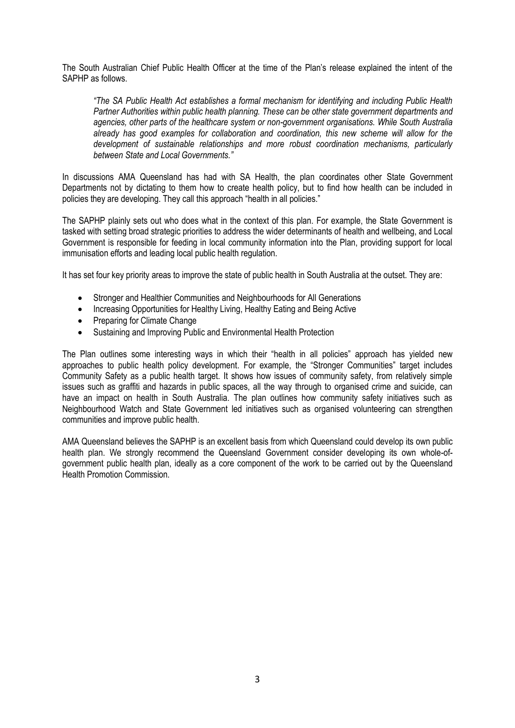The South Australian Chief Public Health Officer at the time of the Plan's release explained the intent of the SAPHP as follows.

> *"The SA Public Health Act establishes a formal mechanism for identifying and including Public Health Partner Authorities within public health planning. These can be other state government departments and agencies, other parts of the healthcare system or non-government organisations. While South Australia already has good examples for collaboration and coordination, this new scheme will allow for the development of sustainable relationships and more robust coordination mechanisms, particularly between State and Local Governments."*

In discussions AMA Queensland has had with SA Health, the plan coordinates other State Government Departments not by dictating to them how to create health policy, but to find how health can be included in policies they are developing. They call this approach "health in all policies."

The SAPHP plainly sets out who does what in the context of this plan. For example, the State Government is tasked with setting broad strategic priorities to address the wider determinants of health and wellbeing, and Local Government is responsible for feeding in local community information into the Plan, providing support for local immunisation efforts and leading local public health regulation.

It has set four key priority areas to improve the state of public health in South Australia at the outset. They are:

- Stronger and Healthier Communities and Neighbourhoods for All Generations
- Increasing Opportunities for Healthy Living, Healthy Eating and Being Active
- Preparing for Climate Change
- Sustaining and Improving Public and Environmental Health Protection

The Plan outlines some interesting ways in which their "health in all policies" approach has yielded new approaches to public health policy development. For example, the "Stronger Communities" target includes Community Safety as a public health target. It shows how issues of community safety, from relatively simple issues such as graffiti and hazards in public spaces, all the way through to organised crime and suicide, can have an impact on health in South Australia. The plan outlines how community safety initiatives such as Neighbourhood Watch and State Government led initiatives such as organised volunteering can strengthen communities and improve public health.

AMA Queensland believes the SAPHP is an excellent basis from which Queensland could develop its own public health plan. We strongly recommend the Queensland Government consider developing its own whole-of-government public health plan, ideally as a core component of the work to be carried out by the Queensland Health Promotion Commission.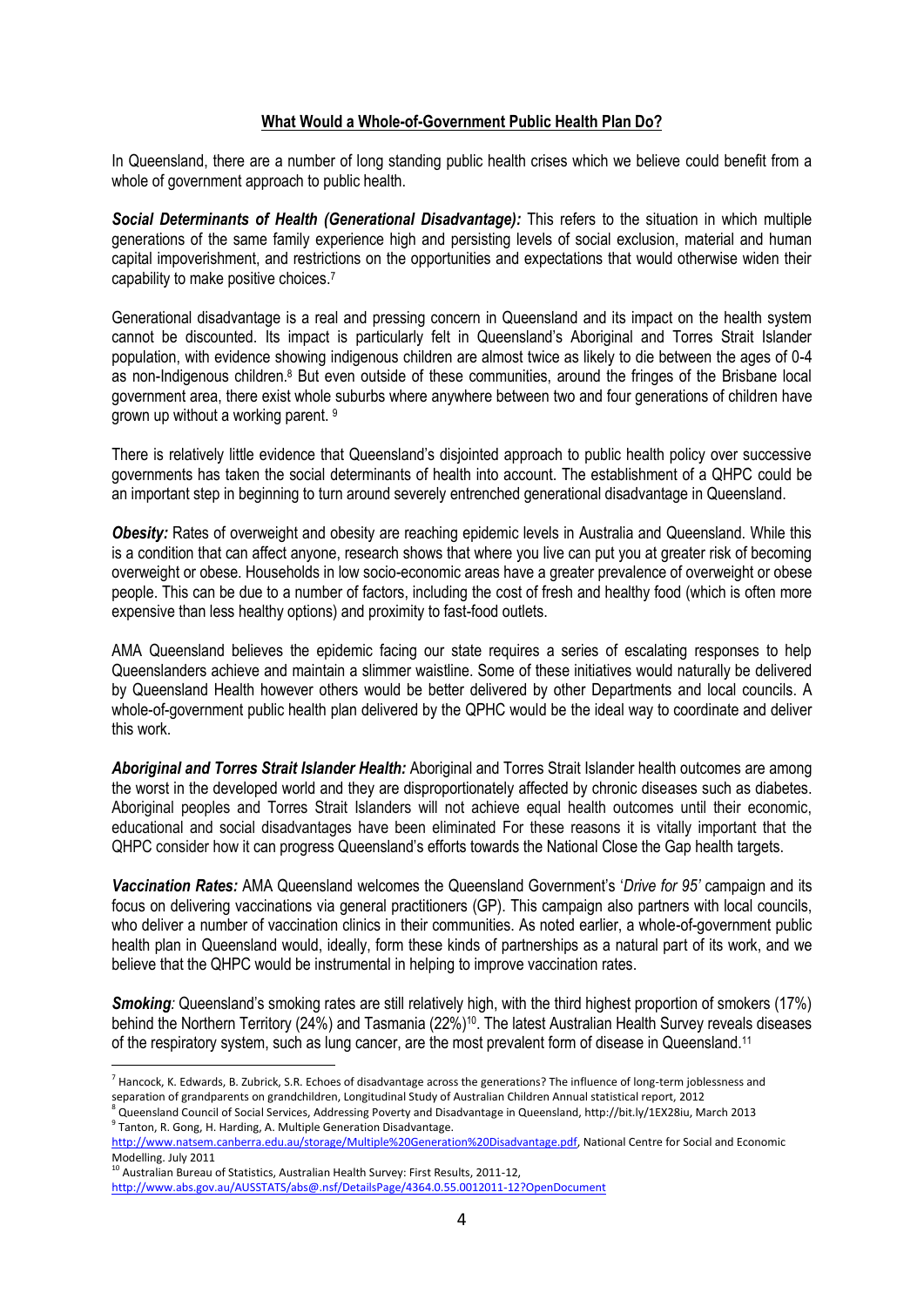**What Would a Whole-of-Government Public Health Plan Do?**

In Queensland, there are a number of long standing public health crises which we believe could benefit from a whole of government approach to public health.

***Social Determinants of Health (Generational Disadvantage):*** This refers to the situation in which multiple generations of the same family experience high and persisting levels of social exclusion, material and human capital impoverishment, and restrictions on the opportunities and expectations that would otherwise widen their capability to make positive choices.[7]

Generational disadvantage is a real and pressing concern in Queensland and its impact on the health system cannot be discounted. Its impact is particularly felt in Queensland's Aboriginal and Torres Strait Islander population, with evidence showing indigenous children are almost twice as likely to die between the ages of 0-4 as non-Indigenous children.[8] But even outside of these communities, around the fringes of the Brisbane local government area, there exist whole suburbs where anywhere between two and four generations of children have grown up without a working parent. [9]

There is relatively little evidence that Queensland's disjointed approach to public health policy over successive governments has taken the social determinants of health into account. The establishment of a QHPC could be an important step in beginning to turn around severely entrenched generational disadvantage in Queensland.

***Obesity:*** Rates of overweight and obesity are reaching epidemic levels in Australia and Queensland. While this is a condition that can affect anyone, research shows that where you live can put you at greater risk of becoming overweight or obese. Households in low socio-economic areas have a greater prevalence of overweight or obese people. This can be due to a number of factors, including the cost of fresh and healthy food (which is often more expensive than less healthy options) and proximity to fast-food outlets.

AMA Queensland believes the epidemic facing our state requires a series of escalating responses to help Queenslanders achieve and maintain a slimmer waistline. Some of these initiatives would naturally be delivered by Queensland Health however others would be better delivered by other Departments and local councils. A whole-of-government public health plan delivered by the QPHC would be the ideal way to coordinate and deliver this work.

***Aboriginal and Torres Strait Islander Health:*** Aboriginal and Torres Strait Islander health outcomes are among the worst in the developed world and they are disproportionately affected by chronic diseases such as diabetes. Aboriginal peoples and Torres Strait Islanders will not achieve equal health outcomes until their economic, educational and social disadvantages have been eliminated For these reasons it is vitally important that the QHPC consider how it can progress Queensland's efforts towards the National Close the Gap health targets.

***Vaccination Rates:*** AMA Queensland welcomes the Queensland Government's '*Drive for 95'* campaign and its focus on delivering vaccinations via general practitioners (GP). This campaign also partners with local councils, who deliver a number of vaccination clinics in their communities. As noted earlier, a whole-of-government public health plan in Queensland would, ideally, form these kinds of partnerships as a natural part of its work, and we believe that the QHPC would be instrumental in helping to improve vaccination rates.

***Smoking****:* Queensland's smoking rates are still relatively high, with the third highest proportion of smokers (17%) behind the Northern Territory (24%) and Tasmania (22%)[10]. The latest Australian Health Survey reveals diseases of the respiratory system, such as lung cancer, are the most prevalent form of disease in Queensland.[11]

---

[7] Hancock, K. Edwards, B. Zubrick, S.R. Echoes of disadvantage across the generations? The influence of long-term joblessness and separation of grandparents on grandchildren, Longitudinal Study of Australian Children Annual statistical report, 2012

[8] Queensland Council of Social Services, Addressing Poverty and Disadvantage in Queensland, http://bit.ly/1EX28iu, March 2013

[9] Tanton, R. Gong, H. Harding, A. Multiple Generation Disadvantage. http://www.natsem.canberra.edu.au/storage/Multiple%20Generation%20Disadvantage.pdf, National Centre for Social and Economic Modelling. July 2011

[10] Australian Bureau of Statistics, Australian Health Survey: First Results, 2011-12, http://www.abs.gov.au/AUSSTATS/abs@.nsf/DetailsPage/4364.0.55.0012011-12?OpenDocument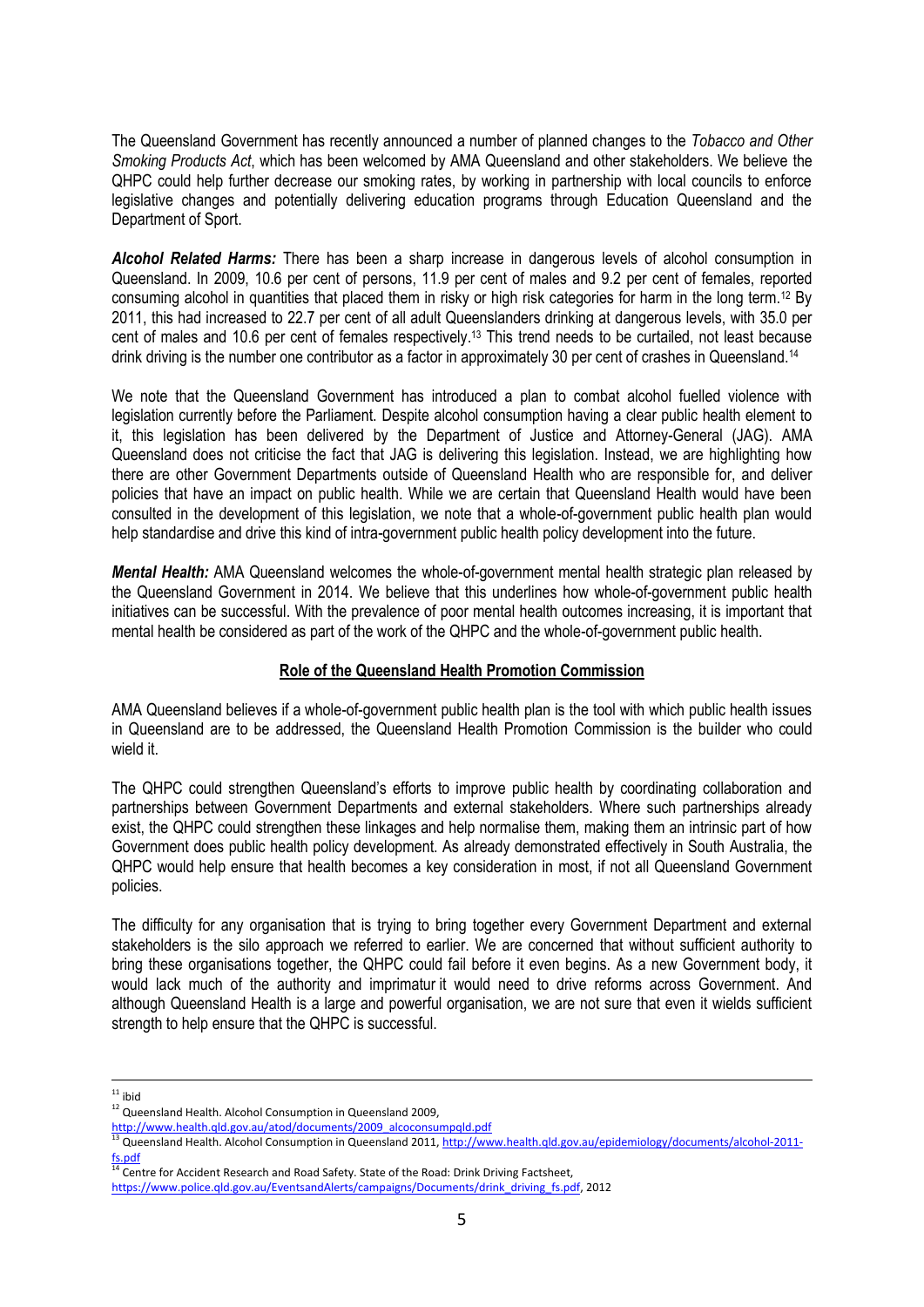The Queensland Government has recently announced a number of planned changes to the *Tobacco and Other Smoking Products Act*, which has been welcomed by AMA Queensland and other stakeholders. We believe the QHPC could help further decrease our smoking rates, by working in partnership with local councils to enforce legislative changes and potentially delivering education programs through Education Queensland and the Department of Sport.

***Alcohol Related Harms:*** There has been a sharp increase in dangerous levels of alcohol consumption in Queensland. In 2009, 10.6 per cent of persons, 11.9 per cent of males and 9.2 per cent of females, reported consuming alcohol in quantities that placed them in risky or high risk categories for harm in the long term.[12] By 2011, this had increased to 22.7 per cent of all adult Queenslanders drinking at dangerous levels, with 35.0 per cent of males and 10.6 per cent of females respectively.[13] This trend needs to be curtailed, not least because drink driving is the number one contributor as a factor in approximately 30 per cent of crashes in Queensland.[14]

We note that the Queensland Government has introduced a plan to combat alcohol fuelled violence with legislation currently before the Parliament. Despite alcohol consumption having a clear public health element to it, this legislation has been delivered by the Department of Justice and Attorney-General (JAG). AMA Queensland does not criticise the fact that JAG is delivering this legislation. Instead, we are highlighting how there are other Government Departments outside of Queensland Health who are responsible for, and deliver policies that have an impact on public health. While we are certain that Queensland Health would have been consulted in the development of this legislation, we note that a whole-of-government public health plan would help standardise and drive this kind of intra-government public health policy development into the future.

***Mental Health:*** AMA Queensland welcomes the whole-of-government mental health strategic plan released by the Queensland Government in 2014. We believe that this underlines how whole-of-government public health initiatives can be successful. With the prevalence of poor mental health outcomes increasing, it is important that mental health be considered as part of the work of the QHPC and the whole-of-government public health.

## Role of the Queensland Health Promotion Commission

AMA Queensland believes if a whole-of-government public health plan is the tool with which public health issues in Queensland are to be addressed, the Queensland Health Promotion Commission is the builder who could wield it.

The QHPC could strengthen Queensland's efforts to improve public health by coordinating collaboration and partnerships between Government Departments and external stakeholders. Where such partnerships already exist, the QHPC could strengthen these linkages and help normalise them, making them an intrinsic part of how Government does public health policy development. As already demonstrated effectively in South Australia, the QHPC would help ensure that health becomes a key consideration in most, if not all Queensland Government policies.

The difficulty for any organisation that is trying to bring together every Government Department and external stakeholders is the silo approach we referred to earlier. We are concerned that without sufficient authority to bring these organisations together, the QHPC could fail before it even begins. As a new Government body, it would lack much of the authority and imprimatur it would need to drive reforms across Government. And although Queensland Health is a large and powerful organisation, we are not sure that even it wields sufficient strength to help ensure that the QHPC is successful.

---

[11] ibid

[12] Queensland Health. Alcohol Consumption in Queensland 2009, http://www.health.qld.gov.au/atod/documents/2009_alcoconsumpqld.pdf

[13] Queensland Health. Alcohol Consumption in Queensland 2011, http://www.health.qld.gov.au/epidemiology/documents/alcohol-2011-fs.pdf

[14] Centre for Accident Research and Road Safety. State of the Road: Drink Driving Factsheet, https://www.police.qld.gov.au/EventsandAlerts/campaigns/Documents/drink_driving_fs.pdf, 2012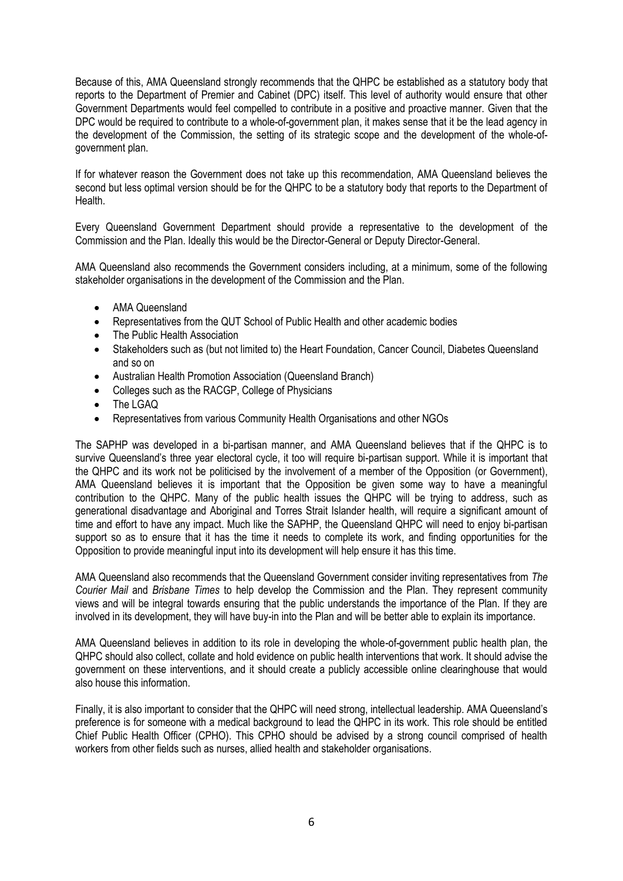Because of this, AMA Queensland strongly recommends that the QHPC be established as a statutory body that reports to the Department of Premier and Cabinet (DPC) itself. This level of authority would ensure that other Government Departments would feel compelled to contribute in a positive and proactive manner. Given that the DPC would be required to contribute to a whole-of-government plan, it makes sense that it be the lead agency in the development of the Commission, the setting of its strategic scope and the development of the whole-of-government plan.

If for whatever reason the Government does not take up this recommendation, AMA Queensland believes the second but less optimal version should be for the QHPC to be a statutory body that reports to the Department of Health.

Every Queensland Government Department should provide a representative to the development of the Commission and the Plan. Ideally this would be the Director-General or Deputy Director-General.

AMA Queensland also recommends the Government considers including, at a minimum, some of the following stakeholder organisations in the development of the Commission and the Plan.

- AMA Queensland
- Representatives from the QUT School of Public Health and other academic bodies
- The Public Health Association
- Stakeholders such as (but not limited to) the Heart Foundation, Cancer Council, Diabetes Queensland and so on
- Australian Health Promotion Association (Queensland Branch)
- Colleges such as the RACGP, College of Physicians
- The LGAQ
- Representatives from various Community Health Organisations and other NGOs

The SAPHP was developed in a bi-partisan manner, and AMA Queensland believes that if the QHPC is to survive Queensland's three year electoral cycle, it too will require bi-partisan support. While it is important that the QHPC and its work not be politicised by the involvement of a member of the Opposition (or Government), AMA Queensland believes it is important that the Opposition be given some way to have a meaningful contribution to the QHPC. Many of the public health issues the QHPC will be trying to address, such as generational disadvantage and Aboriginal and Torres Strait Islander health, will require a significant amount of time and effort to have any impact. Much like the SAPHP, the Queensland QHPC will need to enjoy bi-partisan support so as to ensure that it has the time it needs to complete its work, and finding opportunities for the Opposition to provide meaningful input into its development will help ensure it has this time.

AMA Queensland also recommends that the Queensland Government consider inviting representatives from *The Courier Mail* and *Brisbane Times* to help develop the Commission and the Plan. They represent community views and will be integral towards ensuring that the public understands the importance of the Plan. If they are involved in its development, they will have buy-in into the Plan and will be better able to explain its importance.

AMA Queensland believes in addition to its role in developing the whole-of-government public health plan, the QHPC should also collect, collate and hold evidence on public health interventions that work. It should advise the government on these interventions, and it should create a publicly accessible online clearinghouse that would also house this information.

Finally, it is also important to consider that the QHPC will need strong, intellectual leadership. AMA Queensland's preference is for someone with a medical background to lead the QHPC in its work. This role should be entitled Chief Public Health Officer (CPHO). This CPHO should be advised by a strong council comprised of health workers from other fields such as nurses, allied health and stakeholder organisations.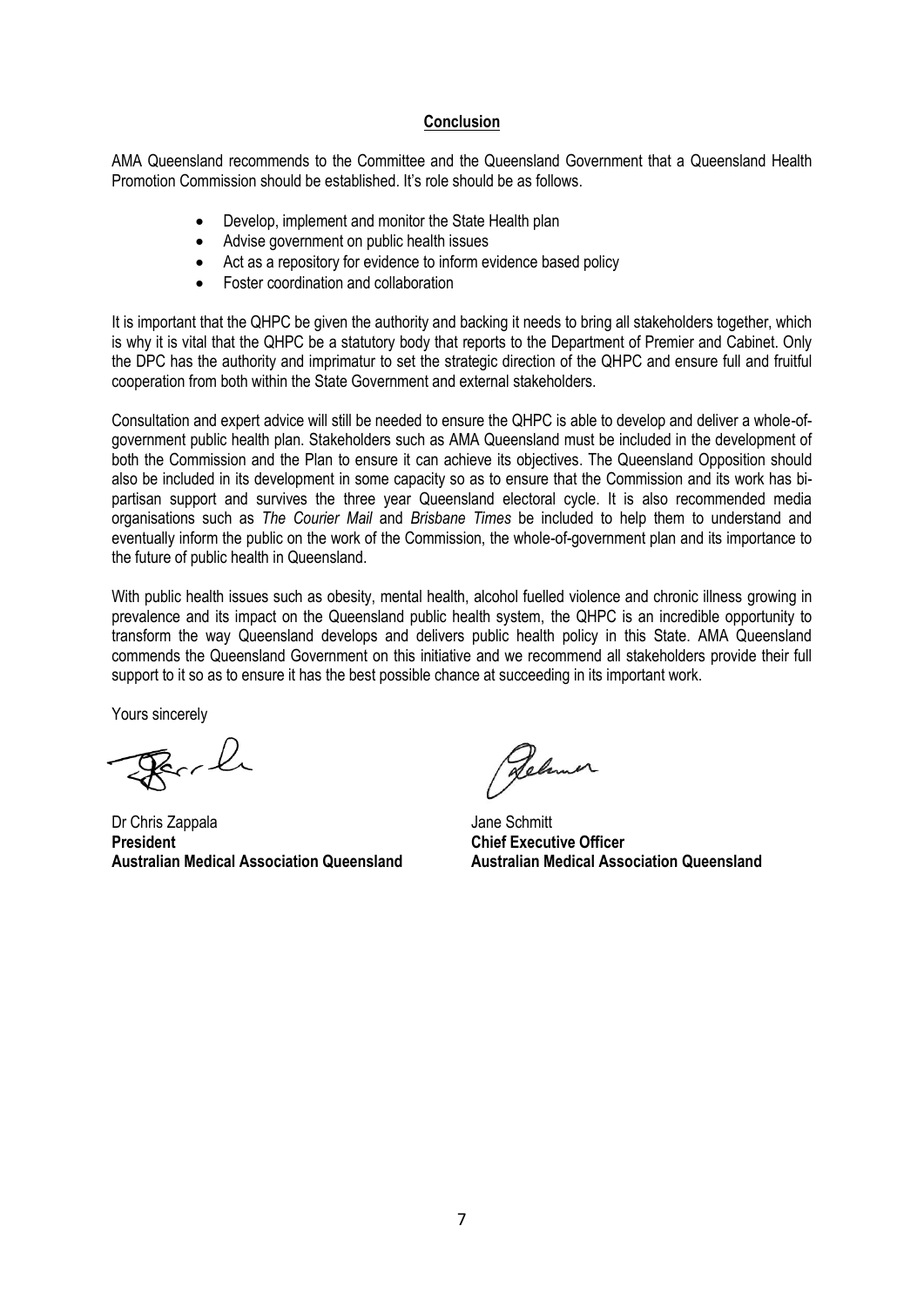## Conclusion

AMA Queensland recommends to the Committee and the Queensland Government that a Queensland Health Promotion Commission should be established. It's role should be as follows.

- Develop, implement and monitor the State Health plan
- Advise government on public health issues
- Act as a repository for evidence to inform evidence based policy
- Foster coordination and collaboration

It is important that the QHPC be given the authority and backing it needs to bring all stakeholders together, which is why it is vital that the QHPC be a statutory body that reports to the Department of Premier and Cabinet. Only the DPC has the authority and imprimatur to set the strategic direction of the QHPC and ensure full and fruitful cooperation from both within the State Government and external stakeholders.

Consultation and expert advice will still be needed to ensure the QHPC is able to develop and deliver a whole-of-government public health plan. Stakeholders such as AMA Queensland must be included in the development of both the Commission and the Plan to ensure it can achieve its objectives. The Queensland Opposition should also be included in its development in some capacity so as to ensure that the Commission and its work has bi-partisan support and survives the three year Queensland electoral cycle. It is also recommended media organisations such as *The Courier Mail* and *Brisbane Times* be included to help them to understand and eventually inform the public on the work of the Commission, the whole-of-government plan and its importance to the future of public health in Queensland.

With public health issues such as obesity, mental health, alcohol fuelled violence and chronic illness growing in prevalence and its impact on the Queensland public health system, the QHPC is an incredible opportunity to transform the way Queensland develops and delivers public health policy in this State. AMA Queensland commends the Queensland Government on this initiative and we recommend all stakeholders provide their full support to it so as to ensure it has the best possible chance at succeeding in its important work.

Yours sincerely

Dr Chris Zappala
**President**
**Australian Medical Association Queensland**

Jane Schmitt
**Chief Executive Officer**
**Australian Medical Association Queensland**